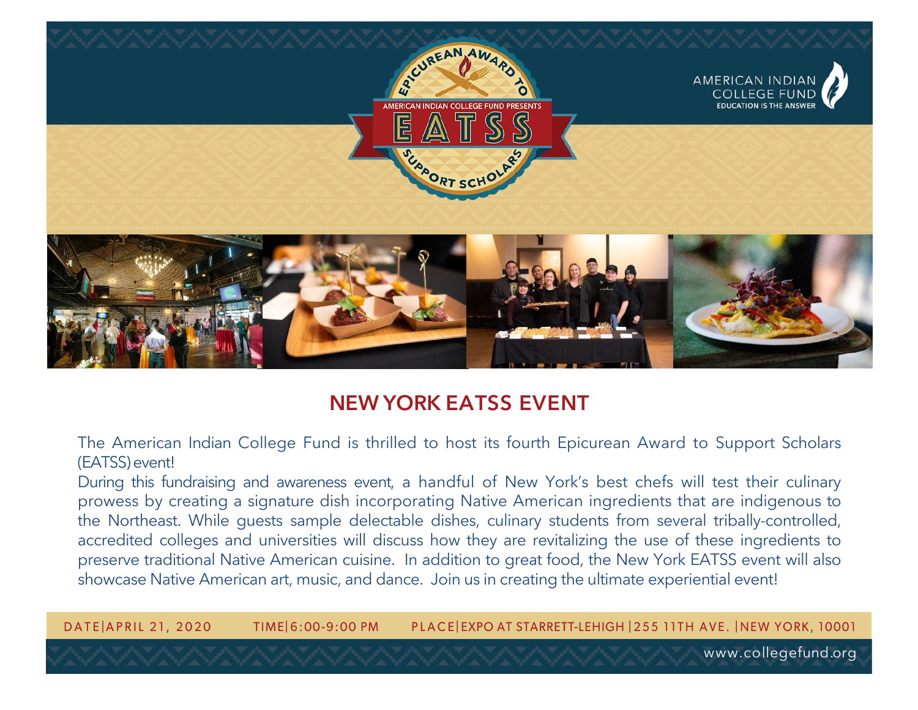AMERICAN INDIAN COLLEGE FUND PRESENTS

# EATSS

EPICUREAN AWARD TO SUPPORT SCHOLARS

AMERICAN INDIAN COLLEGE FUND
EDUCATION IS THE ANSWER

## NEW YORK EATSS EVENT

The American Indian College Fund is thrilled to host its fourth Epicurean Award to Support Scholars (EATSS) event!

During this fundraising and awareness event, a handful of New York's best chefs will test their culinary prowess by creating a signature dish incorporating Native American ingredients that are indigenous to the Northeast. While guests sample delectable dishes, culinary students from several tribally-controlled, accredited colleges and universities will discuss how they are revitalizing the use of these ingredients to preserve traditional Native American cuisine. In addition to great food, the New York EATSS event will also showcase Native American art, music, and dance. Join us in creating the ultimate experiential event!

DATE | APRIL 21, 2020 TIME | 6:00-9:00 PM PLACE | EXPO AT STARRETT-LEHIGH | 255 11TH AVE. | NEW YORK, 10001

www.collegefund.org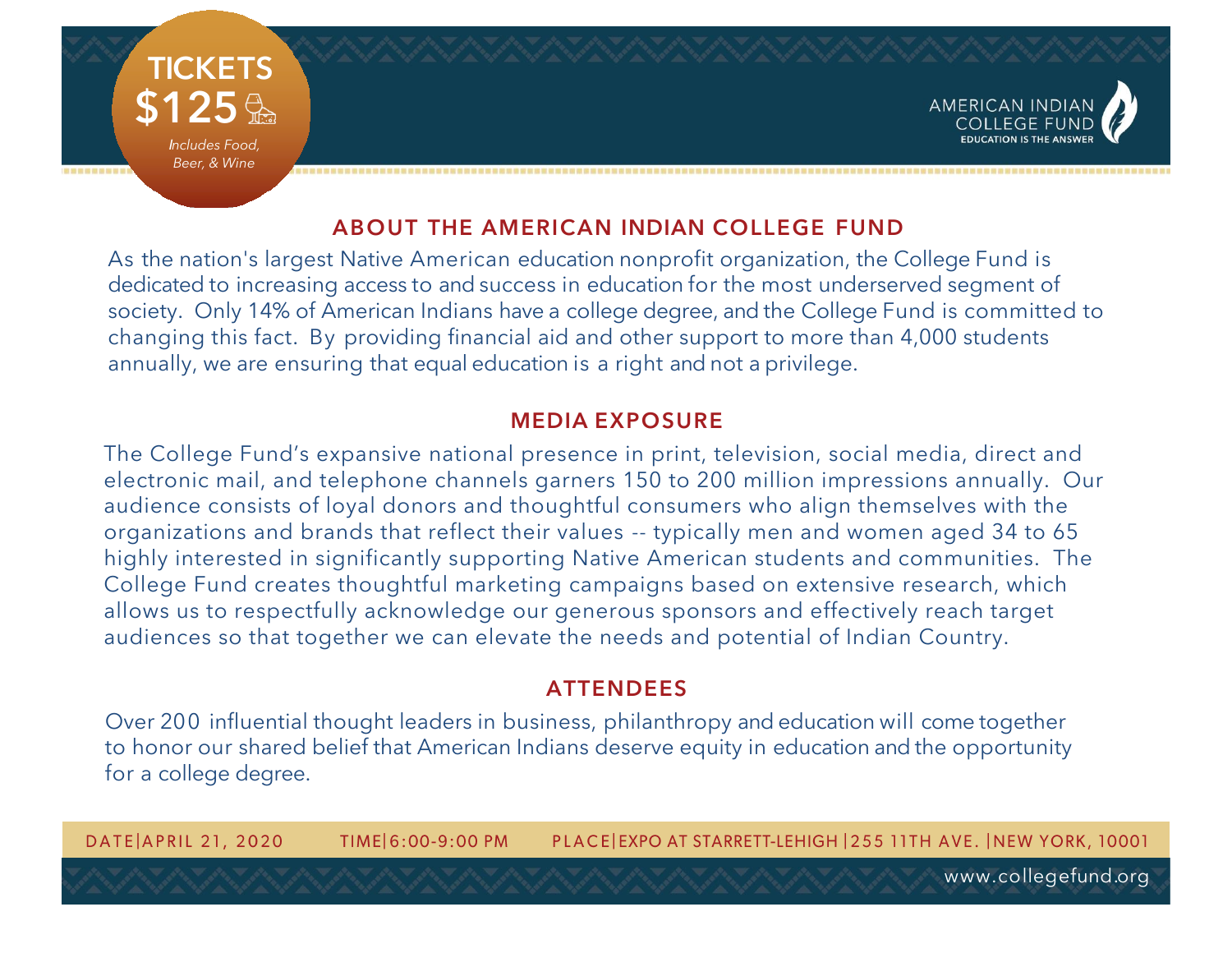**TICKETS**
**$125**
*Includes Food, Beer, & Wine*

AMERICAN INDIAN COLLEGE FUND
EDUCATION IS THE ANSWER

## ABOUT THE AMERICAN INDIAN COLLEGE FUND

As the nation's largest Native American education nonprofit organization, the College Fund is dedicated to increasing access to and success in education for the most underserved segment of society. Only 14% of American Indians have a college degree, and the College Fund is committed to changing this fact. By providing financial aid and other support to more than 4,000 students annually, we are ensuring that equal education is a right and not a privilege.

## MEDIA EXPOSURE

The College Fund's expansive national presence in print, television, social media, direct and electronic mail, and telephone channels garners 150 to 200 million impressions annually. Our audience consists of loyal donors and thoughtful consumers who align themselves with the organizations and brands that reflect their values -- typically men and women aged 34 to 65 highly interested in significantly supporting Native American students and communities. The College Fund creates thoughtful marketing campaigns based on extensive research, which allows us to respectfully acknowledge our generous sponsors and effectively reach target audiences so that together we can elevate the needs and potential of Indian Country.

## ATTENDEES

Over 200 influential thought leaders in business, philanthropy and education will come together to honor our shared belief that American Indians deserve equity in education and the opportunity for a college degree.

DATE|APRIL 21, 2020 TIME|6:00-9:00 PM PLACE|EXPO AT STARRETT-LEHIGH |255 11TH AVE. |NEW YORK, 10001

www.collegefund.org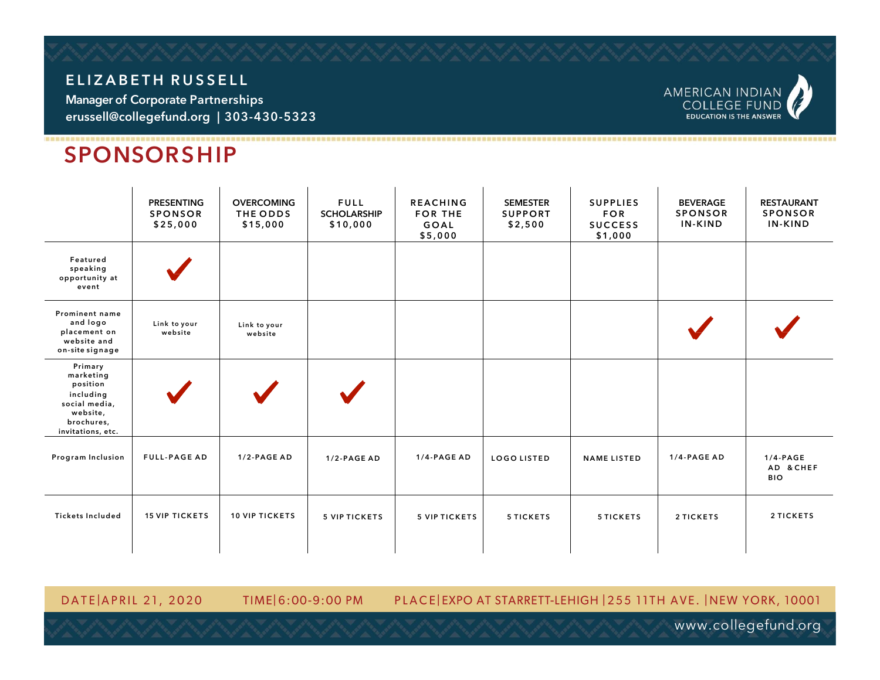**ELIZABETH RUSSELL**

**Manager of Corporate Partnerships**

**erussell@collegefund.org | 303-430-5323**

AMERICAN INDIAN COLLEGE FUND
EDUCATION IS THE ANSWER

## SPONSORSHIP

| | PRESENTING SPONSOR $25,000 | OVERCOMING THE ODDS $15,000 | FULL SCHOLARSHIP $10,000 | REACHING FOR THE GOAL $5,000 | SEMESTER SUPPORT $2,500 | SUPPLIES FOR SUCCESS $1,000 | BEVERAGE SPONSOR IN-KIND | RESTAURANT SPONSOR IN-KIND |
|---|---|---|---|---|---|---|---|---|
| Featured speaking opportunity at event | ✓ | | | | | | | |
| Prominent name and logo placement on website and on-site signage | Link to your website | Link to your website | | | | | ✓ | ✓ |
| Primary marketing position including social media, website, brochures, invitations, etc. | ✓ | ✓ | ✓ | | | | | |
| Program Inclusion | FULL-PAGE AD | 1/2-PAGE AD | 1/2-PAGE AD | 1/4-PAGE AD | LOGO LISTED | NAME LISTED | 1/4-PAGE AD | 1/4-PAGE AD & CHEF BIO |
| Tickets Included | 15 VIP TICKETS | 10 VIP TICKETS | 5 VIP TICKETS | 5 VIP TICKETS | 5 TICKETS | 5 TICKETS | 2 TICKETS | 2 TICKETS |

DATE|APRIL 21, 2020 TIME|6:00-9:00 PM PLACE|EXPO AT STARRETT-LEHIGH |255 11TH AVE. |NEW YORK, 10001

www.collegefund.org